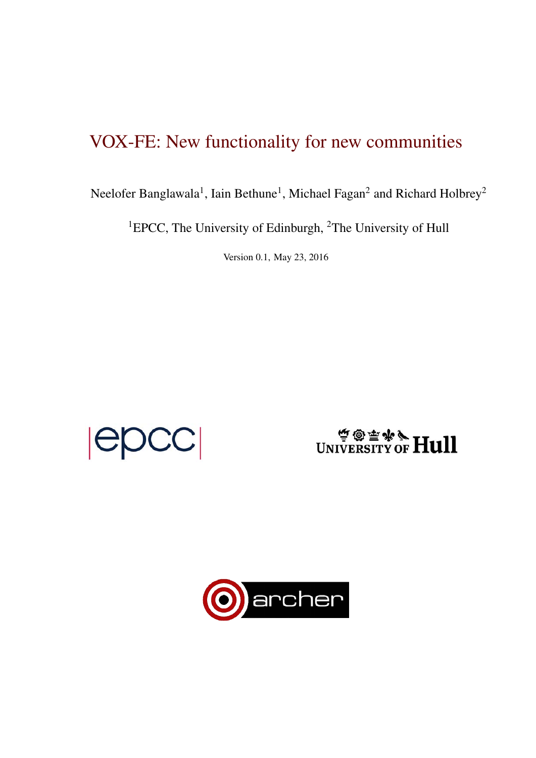# VOX-FE: New functionality for new communities

Neelofer Banglawala[1], Iain Bethune[1], Michael Fagan[2] and Richard Holbrey[2]

[1]EPCC, The University of Edinburgh, [2]The University of Hull

Version 0.1, May 23, 2016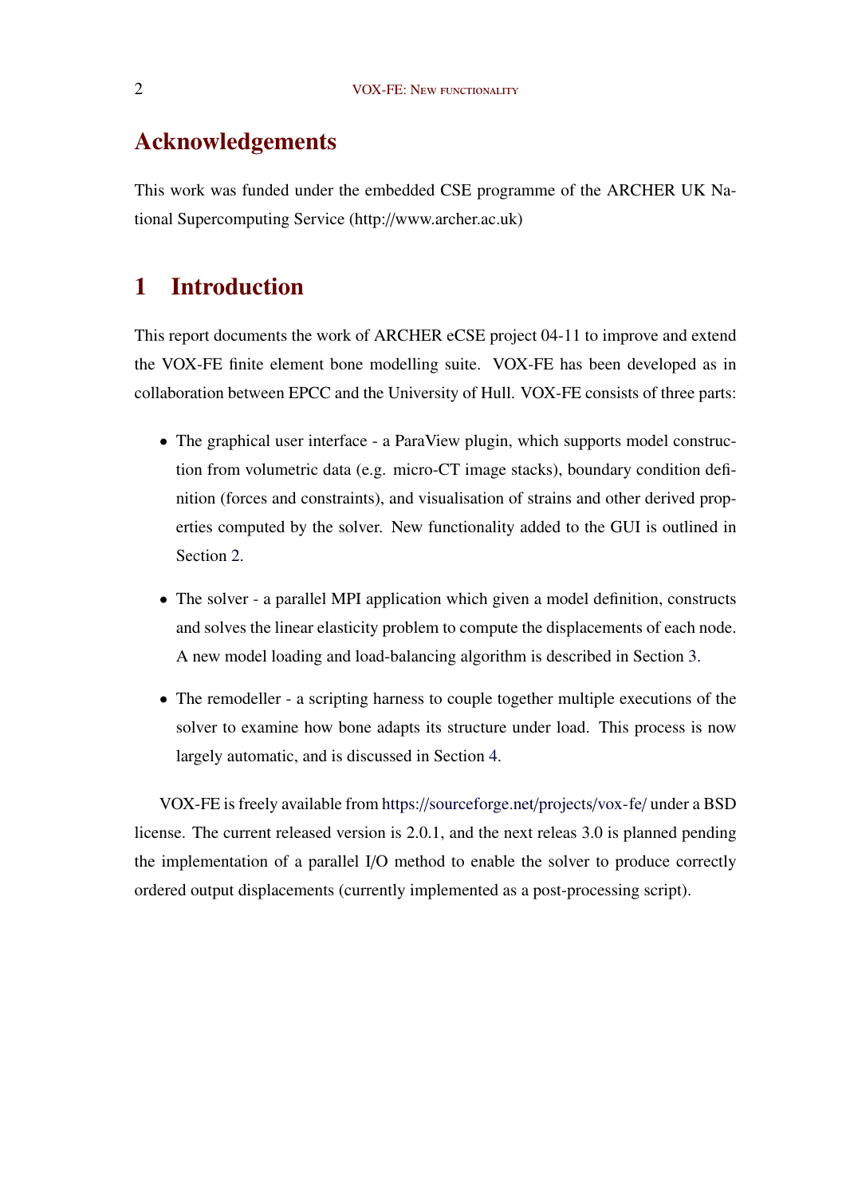# Acknowledgements

This work was funded under the embedded CSE programme of the ARCHER UK National Supercomputing Service (http://www.archer.ac.uk)

# 1 Introduction

This report documents the work of ARCHER eCSE project 04-11 to improve and extend the VOX-FE finite element bone modelling suite. VOX-FE has been developed as in collaboration between EPCC and the University of Hull. VOX-FE consists of three parts:

- The graphical user interface - a ParaView plugin, which supports model construction from volumetric data (e.g. micro-CT image stacks), boundary condition definition (forces and constraints), and visualisation of strains and other derived properties computed by the solver. New functionality added to the GUI is outlined in Section 2.
- The solver - a parallel MPI application which given a model definition, constructs and solves the linear elasticity problem to compute the displacements of each node. A new model loading and load-balancing algorithm is described in Section 3.
- The remodeller - a scripting harness to couple together multiple executions of the solver to examine how bone adapts its structure under load. This process is now largely automatic, and is discussed in Section 4.

VOX-FE is freely available from https://sourceforge.net/projects/vox-fe/ under a BSD license. The current released version is 2.0.1, and the next releas 3.0 is planned pending the implementation of a parallel I/O method to enable the solver to produce correctly ordered output displacements (currently implemented as a post-processing script).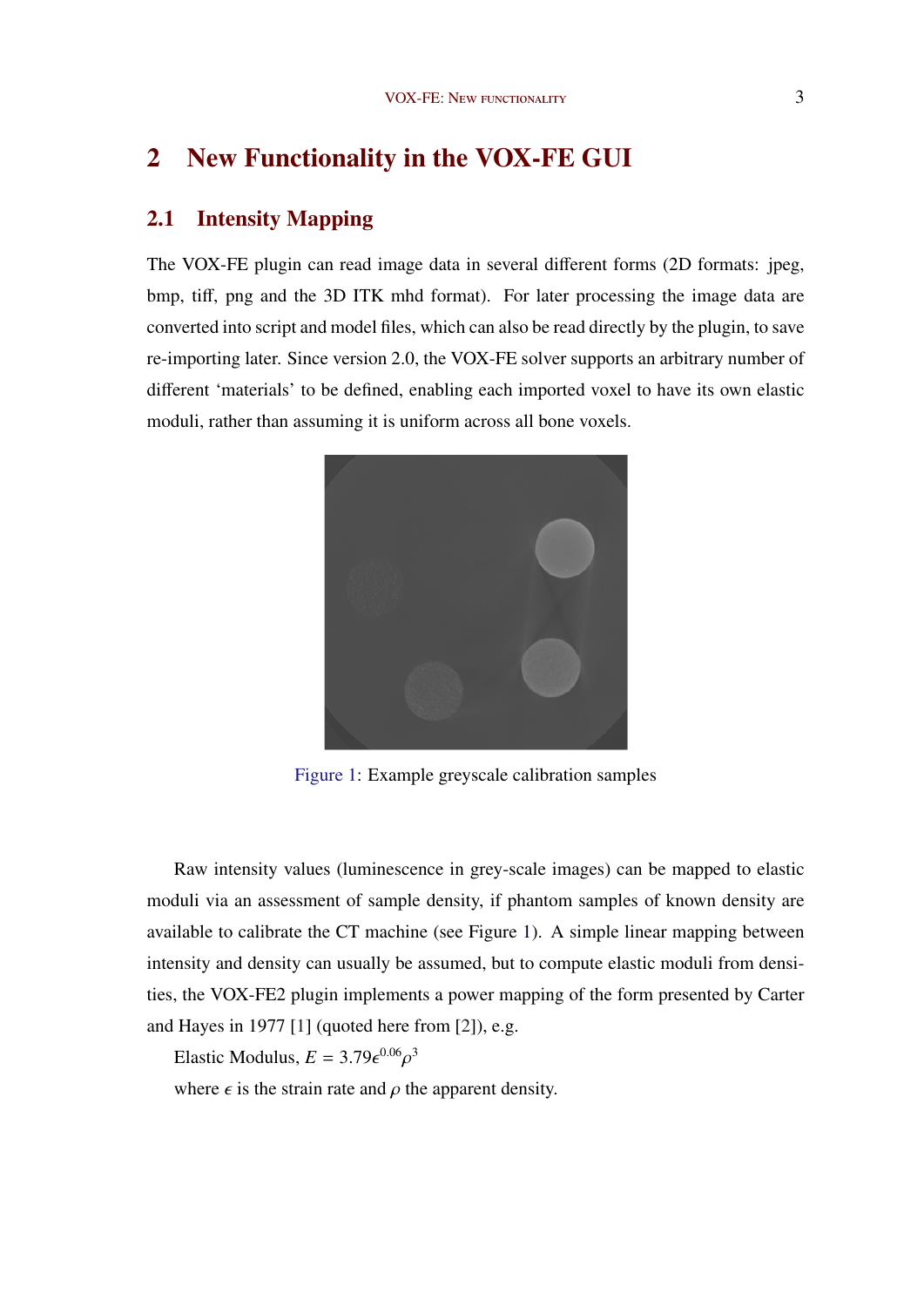# 2 New Functionality in the VOX-FE GUI

## 2.1 Intensity Mapping

The VOX-FE plugin can read image data in several different forms (2D formats: jpeg, bmp, tiff, png and the 3D ITK mhd format). For later processing the image data are converted into script and model files, which can also be read directly by the plugin, to save re-importing later. Since version 2.0, the VOX-FE solver supports an arbitrary number of different 'materials' to be defined, enabling each imported voxel to have its own elastic moduli, rather than assuming it is uniform across all bone voxels.

Figure 1: Example greyscale calibration samples

Raw intensity values (luminescence in grey-scale images) can be mapped to elastic moduli via an assessment of sample density, if phantom samples of known density are available to calibrate the CT machine (see Figure 1). A simple linear mapping between intensity and density can usually be assumed, but to compute elastic moduli from densities, the VOX-FE2 plugin implements a power mapping of the form presented by Carter and Hayes in 1977 [1] (quoted here from [2]), e.g.

Elastic Modulus, $E = 3.79\epsilon^{0.06}\rho^{3}$

where $\epsilon$ is the strain rate and $\rho$ the apparent density.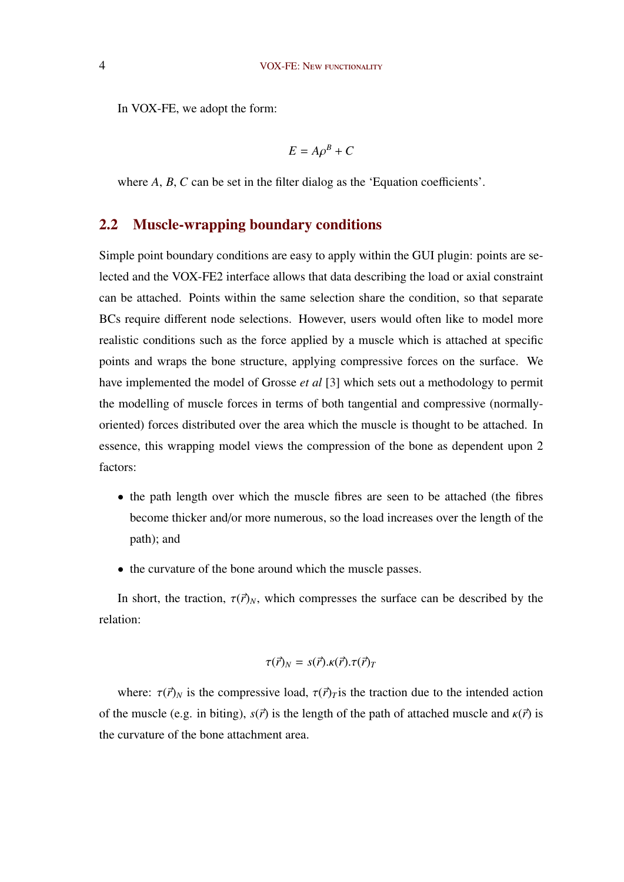In VOX-FE, we adopt the form:

$$E = A\rho^B + C$$

where $A$, $B$, $C$ can be set in the filter dialog as the 'Equation coefficients'.

## 2.2 Muscle-wrapping boundary conditions

Simple point boundary conditions are easy to apply within the GUI plugin: points are selected and the VOX-FE2 interface allows that data describing the load or axial constraint can be attached. Points within the same selection share the condition, so that separate BCs require different node selections. However, users would often like to model more realistic conditions such as the force applied by a muscle which is attached at specific points and wraps the bone structure, applying compressive forces on the surface. We have implemented the model of Grosse *et al* [3] which sets out a methodology to permit the modelling of muscle forces in terms of both tangential and compressive (normally-oriented) forces distributed over the area which the muscle is thought to be attached. In essence, this wrapping model views the compression of the bone as dependent upon 2 factors:

- the path length over which the muscle fibres are seen to be attached (the fibres become thicker and/or more numerous, so the load increases over the length of the path); and
- the curvature of the bone around which the muscle passes.

In short, the traction, $\tau(\vec{r})_N$, which compresses the surface can be described by the relation:

$$\tau(\vec{r})_N = s(\vec{r}).\kappa(\vec{r}).\tau(\vec{r})_T$$

where: $\tau(\vec{r})_N$ is the compressive load, $\tau(\vec{r})_T$is the traction due to the intended action of the muscle (e.g. in biting), $s(\vec{r})$ is the length of the path of attached muscle and $\kappa(\vec{r})$ is the curvature of the bone attachment area.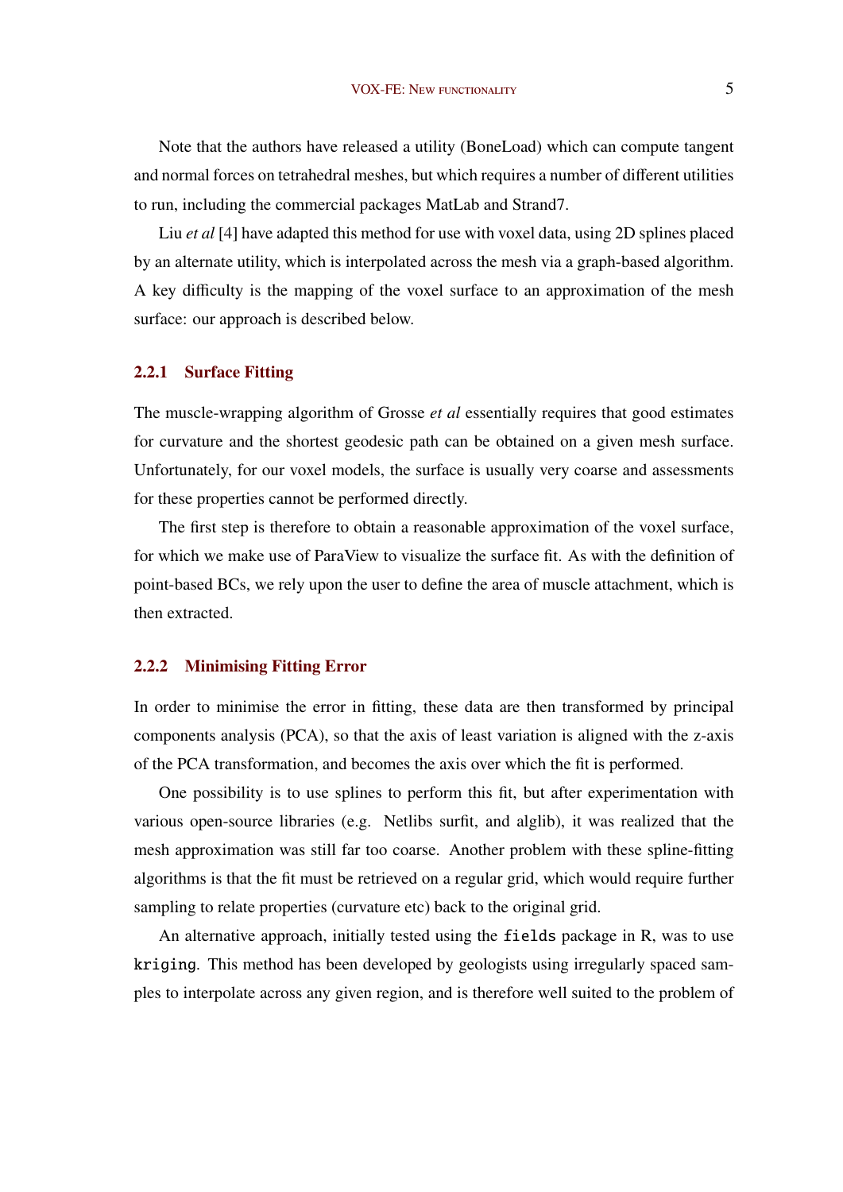Note that the authors have released a utility (BoneLoad) which can compute tangent and normal forces on tetrahedral meshes, but which requires a number of different utilities to run, including the commercial packages MatLab and Strand7.

Liu *et al* [4] have adapted this method for use with voxel data, using 2D splines placed by an alternate utility, which is interpolated across the mesh via a graph-based algorithm. A key difficulty is the mapping of the voxel surface to an approximation of the mesh surface: our approach is described below.

### 2.2.1 Surface Fitting

The muscle-wrapping algorithm of Grosse *et al* essentially requires that good estimates for curvature and the shortest geodesic path can be obtained on a given mesh surface. Unfortunately, for our voxel models, the surface is usually very coarse and assessments for these properties cannot be performed directly.

The first step is therefore to obtain a reasonable approximation of the voxel surface, for which we make use of ParaView to visualize the surface fit. As with the definition of point-based BCs, we rely upon the user to define the area of muscle attachment, which is then extracted.

### 2.2.2 Minimising Fitting Error

In order to minimise the error in fitting, these data are then transformed by principal components analysis (PCA), so that the axis of least variation is aligned with the z-axis of the PCA transformation, and becomes the axis over which the fit is performed.

One possibility is to use splines to perform this fit, but after experimentation with various open-source libraries (e.g. Netlibs surfit, and alglib), it was realized that the mesh approximation was still far too coarse. Another problem with these spline-fitting algorithms is that the fit must be retrieved on a regular grid, which would require further sampling to relate properties (curvature etc) back to the original grid.

An alternative approach, initially tested using the `fields` package in R, was to use `kriging`. This method has been developed by geologists using irregularly spaced samples to interpolate across any given region, and is therefore well suited to the problem of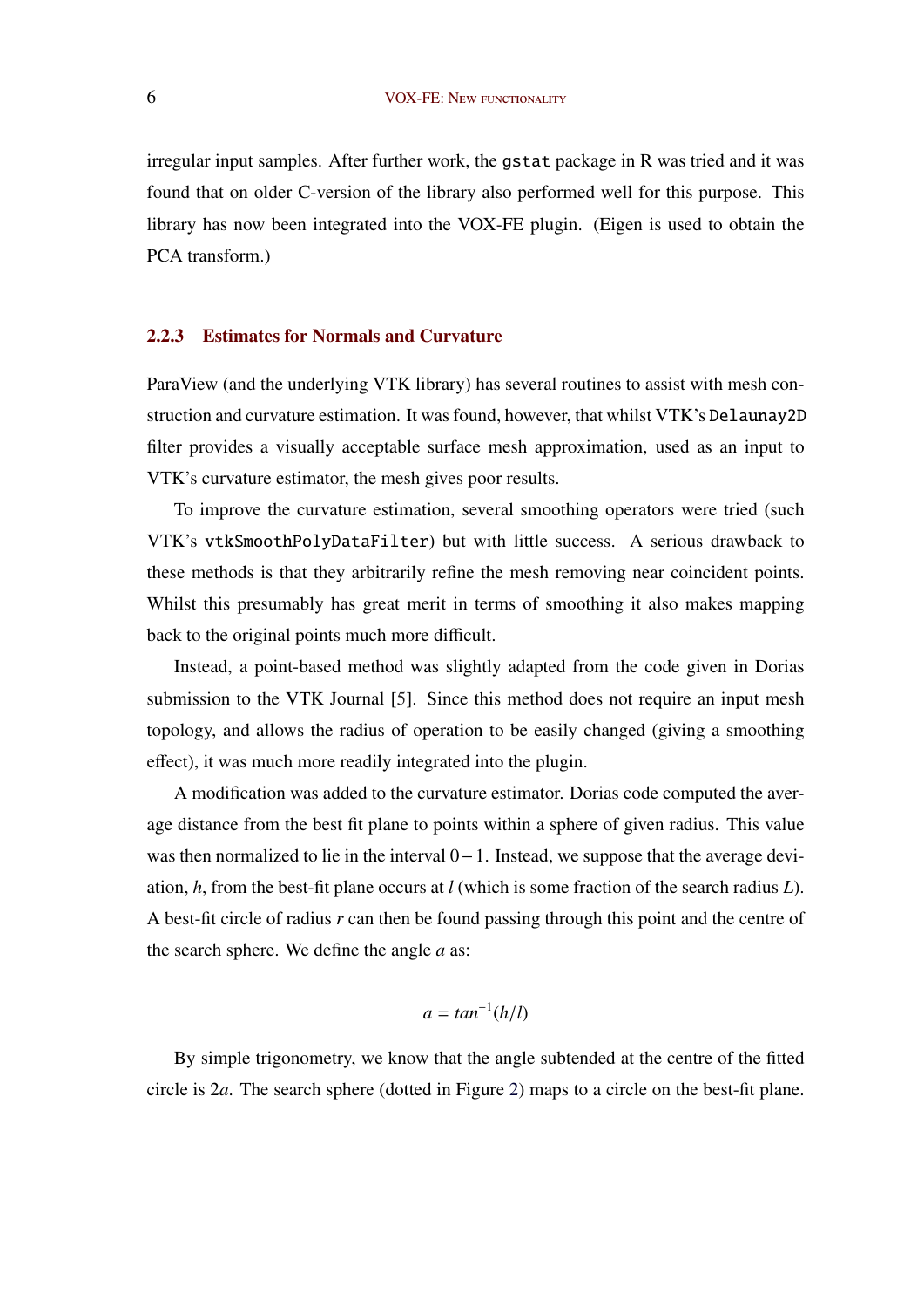irregular input samples. After further work, the `gstat` package in R was tried and it was found that on older C-version of the library also performed well for this purpose. This library has now been integrated into the VOX-FE plugin. (Eigen is used to obtain the PCA transform.)

### 2.2.3 Estimates for Normals and Curvature

ParaView (and the underlying VTK library) has several routines to assist with mesh construction and curvature estimation. It was found, however, that whilst VTK's `Delaunay2D` filter provides a visually acceptable surface mesh approximation, used as an input to VTK's curvature estimator, the mesh gives poor results.

To improve the curvature estimation, several smoothing operators were tried (such VTK's `vtkSmoothPolyDataFilter`) but with little success. A serious drawback to these methods is that they arbitrarily refine the mesh removing near coincident points. Whilst this presumably has great merit in terms of smoothing it also makes mapping back to the original points much more difficult.

Instead, a point-based method was slightly adapted from the code given in Dorias submission to the VTK Journal [5]. Since this method does not require an input mesh topology, and allows the radius of operation to be easily changed (giving a smoothing effect), it was much more readily integrated into the plugin.

A modification was added to the curvature estimator. Dorias code computed the average distance from the best fit plane to points within a sphere of given radius. This value was then normalized to lie in the interval $0-1$. Instead, we suppose that the average deviation, $h$, from the best-fit plane occurs at $l$ (which is some fraction of the search radius $L$). A best-fit circle of radius $r$ can then be found passing through this point and the centre of the search sphere. We define the angle $a$ as:

$$a = tan^{-1}(h/l)$$

By simple trigonometry, we know that the angle subtended at the centre of the fitted circle is $2a$. The search sphere (dotted in Figure 2) maps to a circle on the best-fit plane.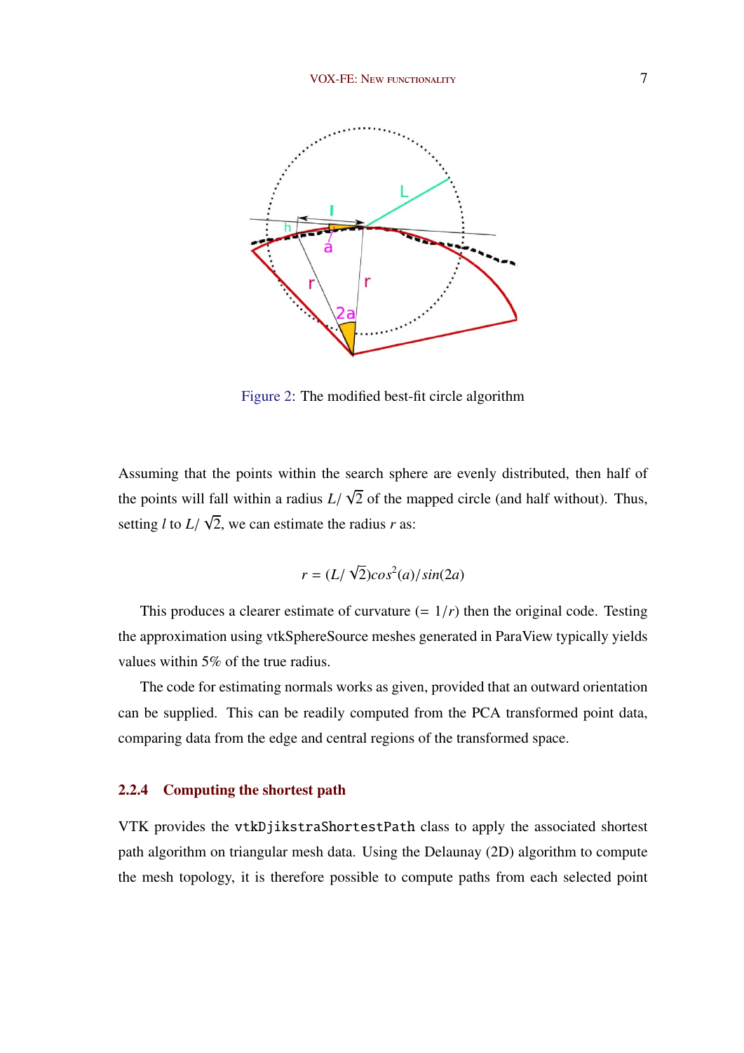Figure 2: The modified best-fit circle algorithm

Assuming that the points within the search sphere are evenly distributed, then half of the points will fall within a radius $L/\sqrt{2}$ of the mapped circle (and half without). Thus, setting $l$ to $L/\sqrt{2}$, we can estimate the radius $r$ as:

$$r = (L/\sqrt{2})cos^2(a)/sin(2a)$$

This produces a clearer estimate of curvature ($= 1/r$) then the original code. Testing the approximation using vtkSphereSource meshes generated in ParaView typically yields values within 5% of the true radius.

The code for estimating normals works as given, provided that an outward orientation can be supplied. This can be readily computed from the PCA transformed point data, comparing data from the edge and central regions of the transformed space.

### 2.2.4 Computing the shortest path

VTK provides the `vtkDjikstraShortestPath` class to apply the associated shortest path algorithm on triangular mesh data. Using the Delaunay (2D) algorithm to compute the mesh topology, it is therefore possible to compute paths from each selected point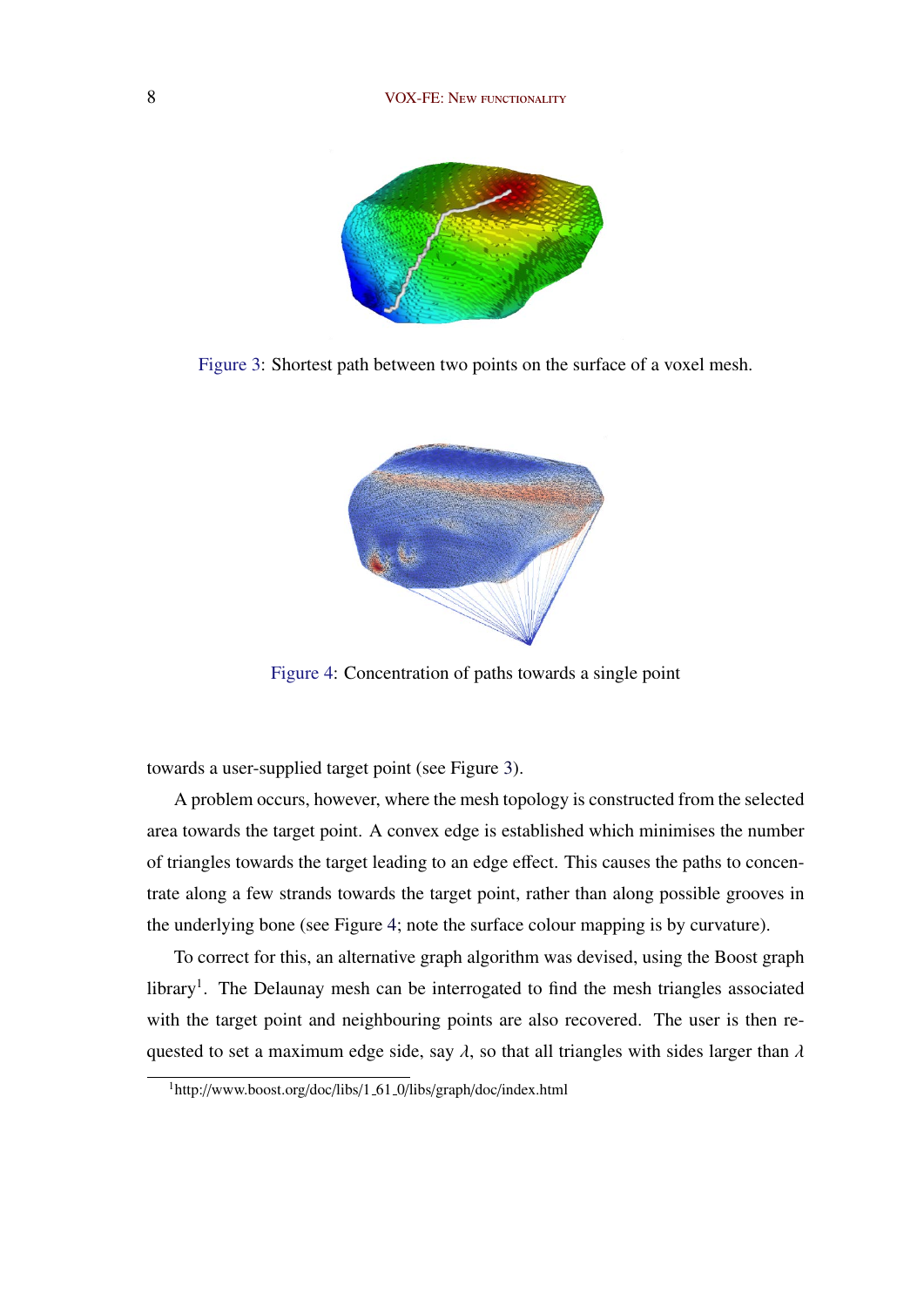Figure 3: Shortest path between two points on the surface of a voxel mesh.

Figure 4: Concentration of paths towards a single point

towards a user-supplied target point (see Figure 3).

A problem occurs, however, where the mesh topology is constructed from the selected area towards the target point. A convex edge is established which minimises the number of triangles towards the target leading to an edge effect. This causes the paths to concentrate along a few strands towards the target point, rather than along possible grooves in the underlying bone (see Figure 4; note the surface colour mapping is by curvature).

To correct for this, an alternative graph algorithm was devised, using the Boost graph library[1]. The Delaunay mesh can be interrogated to find the mesh triangles associated with the target point and neighbouring points are also recovered. The user is then requested to set a maximum edge side, say $\lambda$, so that all triangles with sides larger than $\lambda$

[1] http://www.boost.org/doc/libs/1_61_0/libs/graph/doc/index.html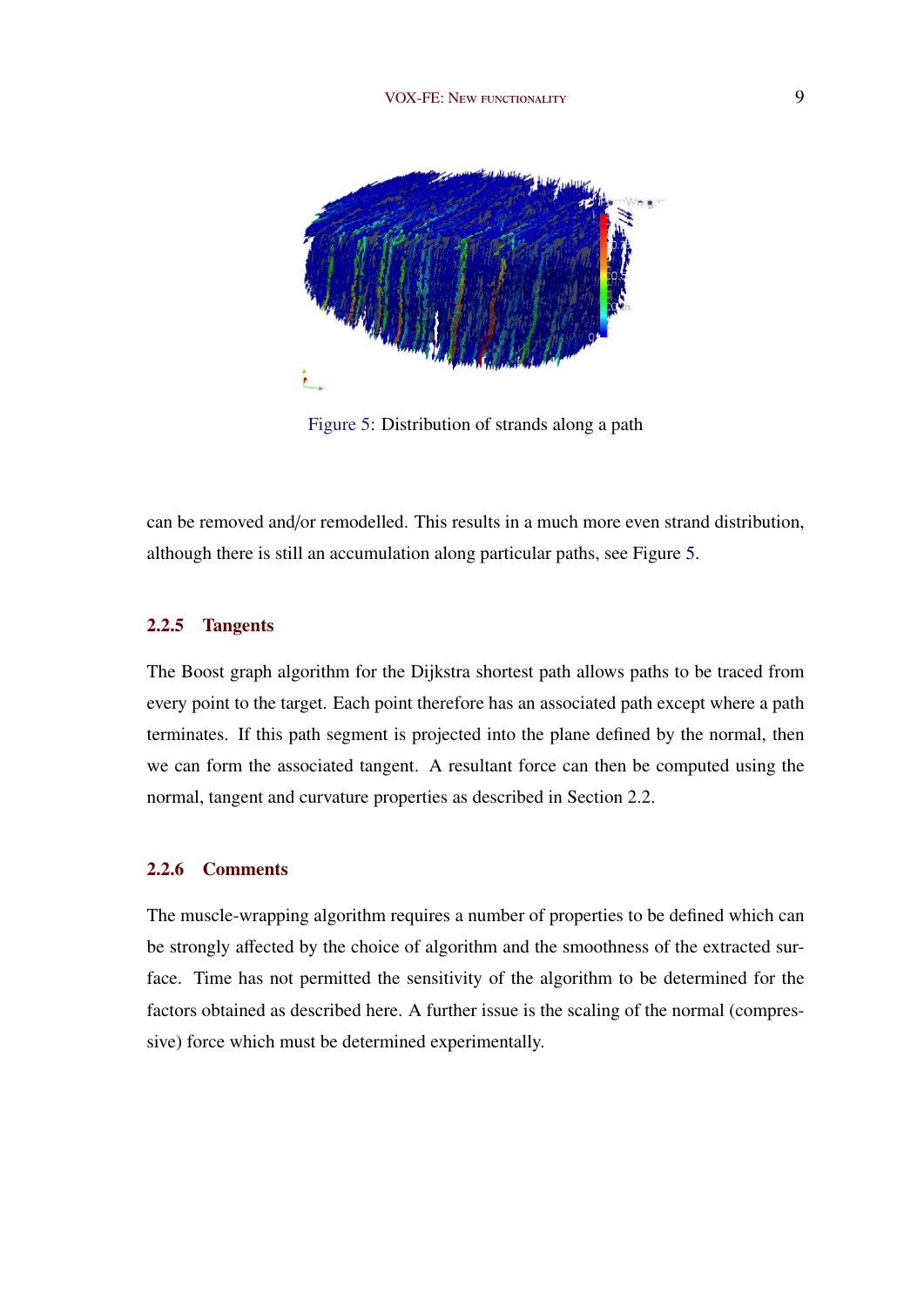Figure 5: Distribution of strands along a path

can be removed and/or remodelled. This results in a much more even strand distribution, although there is still an accumulation along particular paths, see Figure 5.

### 2.2.5 Tangents

The Boost graph algorithm for the Dijkstra shortest path allows paths to be traced from every point to the target. Each point therefore has an associated path except where a path terminates. If this path segment is projected into the plane defined by the normal, then we can form the associated tangent. A resultant force can then be computed using the normal, tangent and curvature properties as described in Section 2.2.

### 2.2.6 Comments

The muscle-wrapping algorithm requires a number of properties to be defined which can be strongly affected by the choice of algorithm and the smoothness of the extracted surface. Time has not permitted the sensitivity of the algorithm to be determined for the factors obtained as described here. A further issue is the scaling of the normal (compressive) force which must be determined experimentally.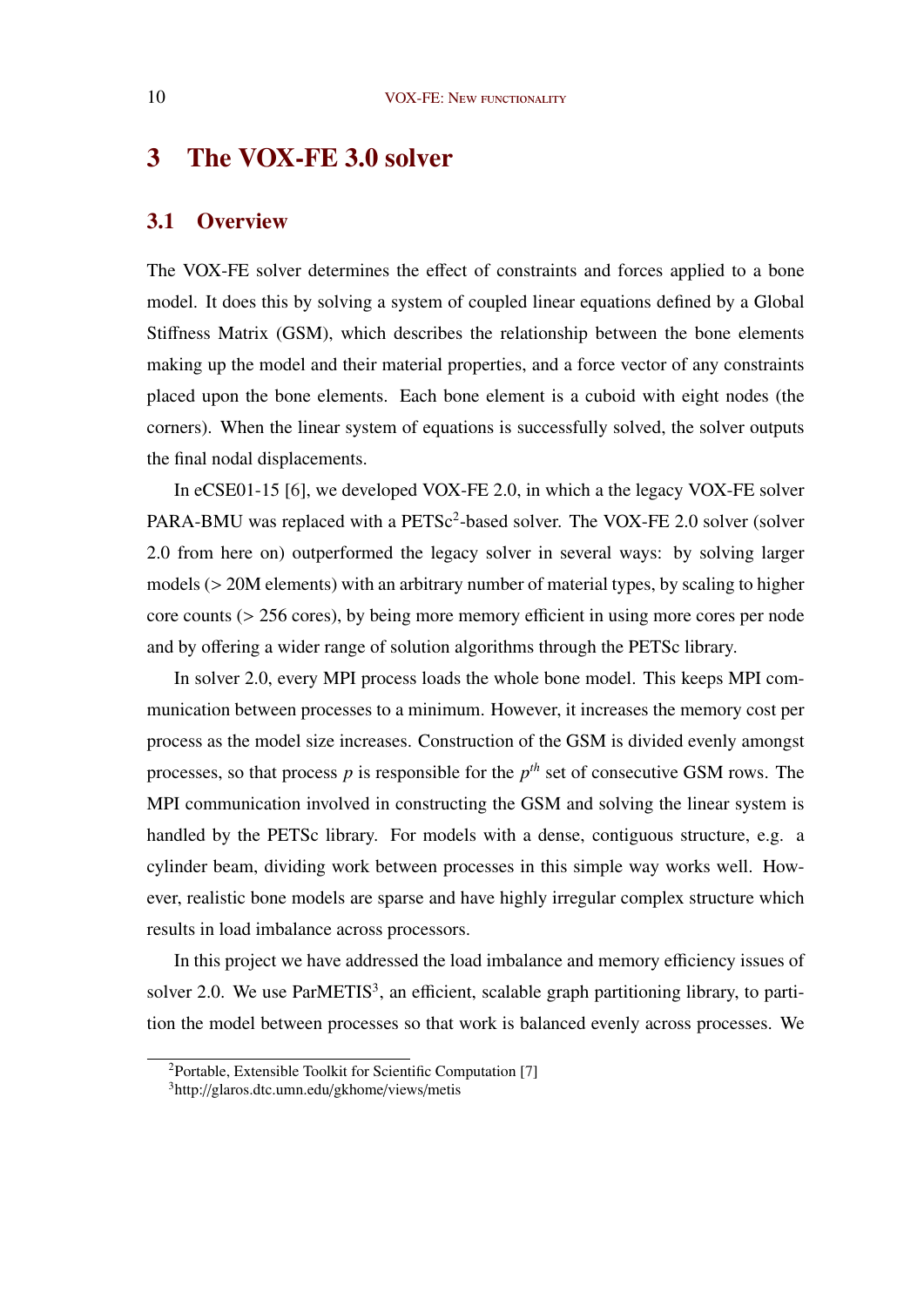# 3 The VOX-FE 3.0 solver

## 3.1 Overview

The VOX-FE solver determines the effect of constraints and forces applied to a bone model. It does this by solving a system of coupled linear equations defined by a Global Stiffness Matrix (GSM), which describes the relationship between the bone elements making up the model and their material properties, and a force vector of any constraints placed upon the bone elements. Each bone element is a cuboid with eight nodes (the corners). When the linear system of equations is successfully solved, the solver outputs the final nodal displacements.

In eCSE01-15 [6], we developed VOX-FE 2.0, in which a the legacy VOX-FE solver PARA-BMU was replaced with a PETSc[2]-based solver. The VOX-FE 2.0 solver (solver 2.0 from here on) outperformed the legacy solver in several ways: by solving larger models (> 20M elements) with an arbitrary number of material types, by scaling to higher core counts (> 256 cores), by being more memory efficient in using more cores per node and by offering a wider range of solution algorithms through the PETSc library.

In solver 2.0, every MPI process loads the whole bone model. This keeps MPI communication between processes to a minimum. However, it increases the memory cost per process as the model size increases. Construction of the GSM is divided evenly amongst processes, so that process $p$ is responsible for the $p^{th}$ set of consecutive GSM rows. The MPI communication involved in constructing the GSM and solving the linear system is handled by the PETSc library. For models with a dense, contiguous structure, e.g. a cylinder beam, dividing work between processes in this simple way works well. However, realistic bone models are sparse and have highly irregular complex structure which results in load imbalance across processors.

In this project we have addressed the load imbalance and memory efficiency issues of solver 2.0. We use ParMETIS[3], an efficient, scalable graph partitioning library, to partition the model between processes so that work is balanced evenly across processes. We

[2] Portable, Extensible Toolkit for Scientific Computation [7]

[3] http://glaros.dtc.umn.edu/gkhome/views/metis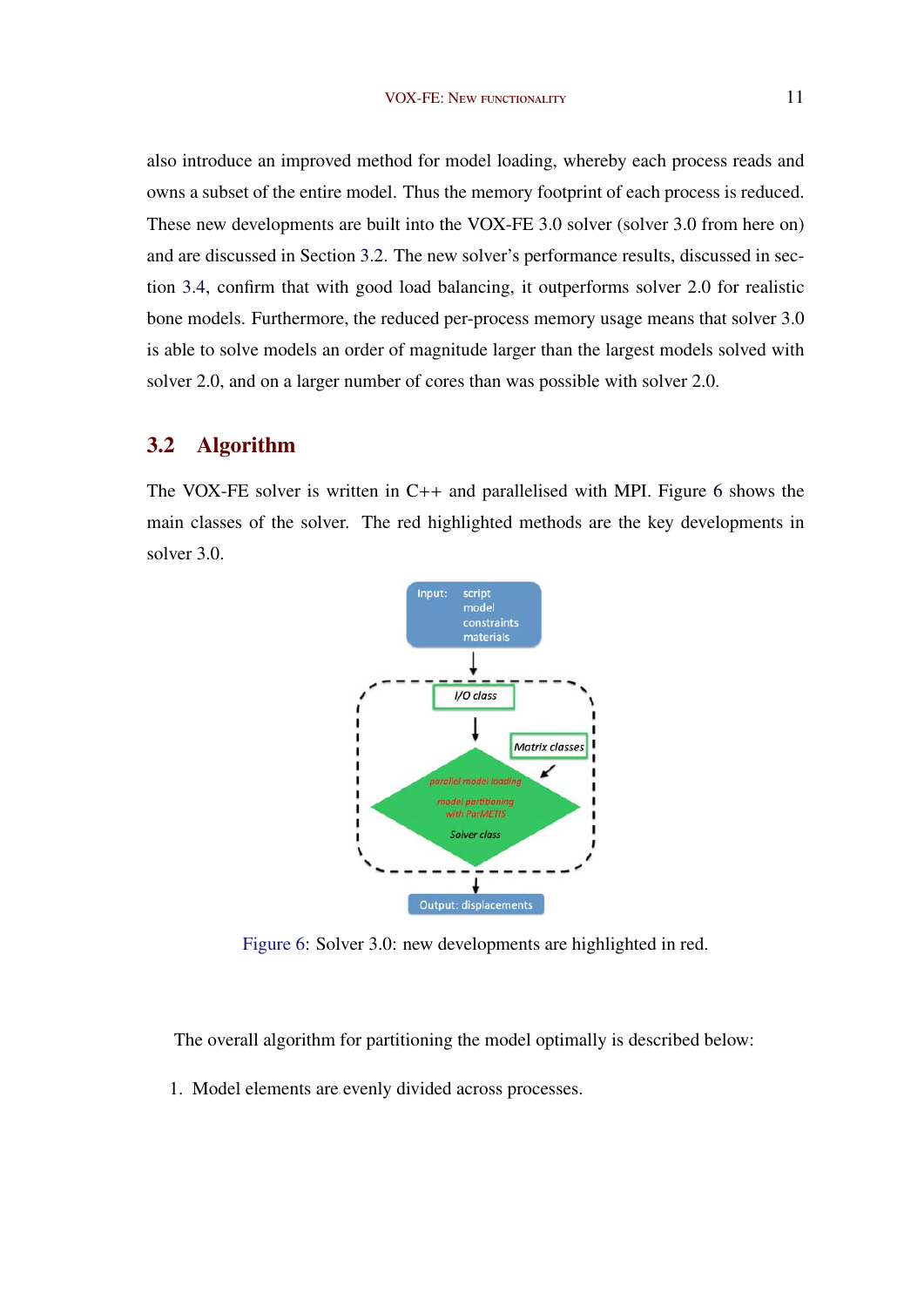also introduce an improved method for model loading, whereby each process reads and owns a subset of the entire model. Thus the memory footprint of each process is reduced. These new developments are built into the VOX-FE 3.0 solver (solver 3.0 from here on) and are discussed in Section 3.2. The new solver's performance results, discussed in section 3.4, confirm that with good load balancing, it outperforms solver 2.0 for realistic bone models. Furthermore, the reduced per-process memory usage means that solver 3.0 is able to solve models an order of magnitude larger than the largest models solved with solver 2.0, and on a larger number of cores than was possible with solver 2.0.

## 3.2 Algorithm

The VOX-FE solver is written in C++ and parallelised with MPI. Figure 6 shows the main classes of the solver. The red highlighted methods are the key developments in solver 3.0.

Input: script model constraints materials

I/O class

Matrix classes

parallel model loading

model partitioning with ParMETIS

Solver class

Output: displacements

Figure 6: Solver 3.0: new developments are highlighted in red.

The overall algorithm for partitioning the model optimally is described below:

1. Model elements are evenly divided across processes.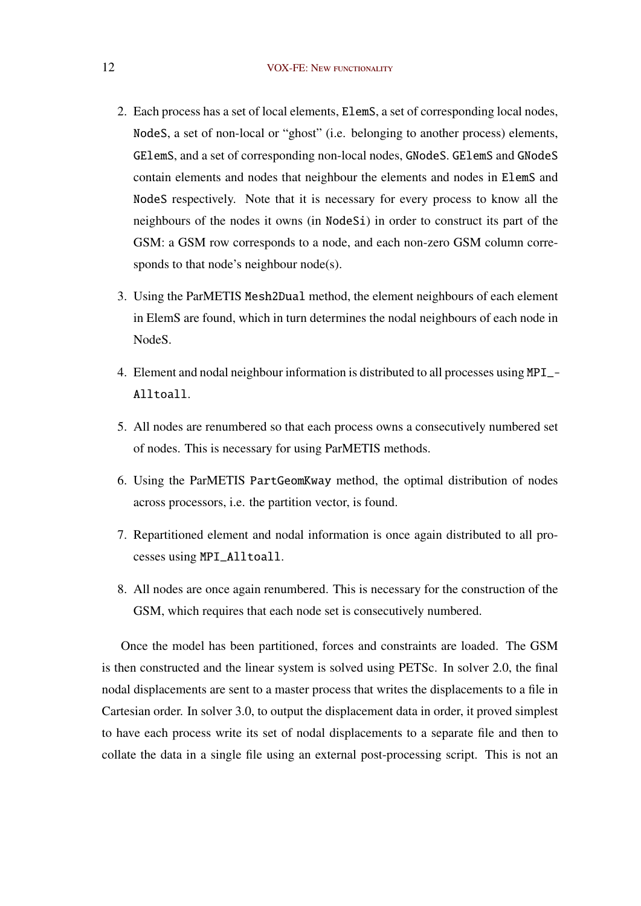2. Each process has a set of local elements, `ElemS`, a set of corresponding local nodes, `NodeS`, a set of non-local or "ghost" (i.e. belonging to another process) elements, `GElemS`, and a set of corresponding non-local nodes, `GNodeS`. `GElemS` and `GNodeS` contain elements and nodes that neighbour the elements and nodes in `ElemS` and `NodeS` respectively. Note that it is necessary for every process to know all the neighbours of the nodes it owns (in `NodeSi`) in order to construct its part of the GSM: a GSM row corresponds to a node, and each non-zero GSM column corresponds to that node's neighbour node(s).

3. Using the ParMETIS `Mesh2Dual` method, the element neighbours of each element in ElemS are found, which in turn determines the nodal neighbours of each node in NodeS.

4. Element and nodal neighbour information is distributed to all processes using `MPI_Alltoall`.

5. All nodes are renumbered so that each process owns a consecutively numbered set of nodes. This is necessary for using ParMETIS methods.

6. Using the ParMETIS `PartGeomKway` method, the optimal distribution of nodes across processors, i.e. the partition vector, is found.

7. Repartitioned element and nodal information is once again distributed to all processes using `MPI_Alltoall`.

8. All nodes are once again renumbered. This is necessary for the construction of the GSM, which requires that each node set is consecutively numbered.

Once the model has been partitioned, forces and constraints are loaded. The GSM is then constructed and the linear system is solved using PETSc. In solver 2.0, the final nodal displacements are sent to a master process that writes the displacements to a file in Cartesian order. In solver 3.0, to output the displacement data in order, it proved simplest to have each process write its set of nodal displacements to a separate file and then to collate the data in a single file using an external post-processing script. This is not an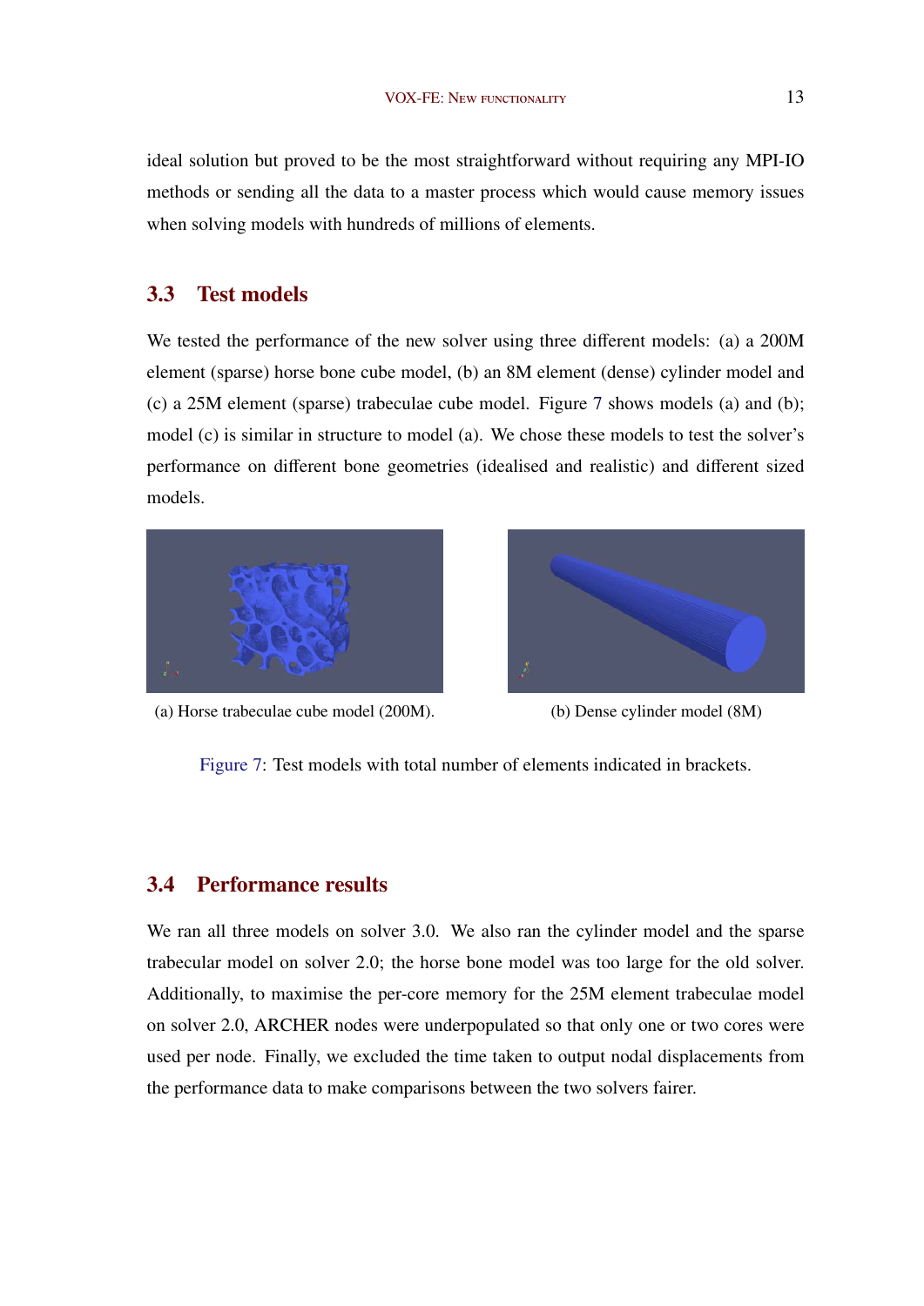ideal solution but proved to be the most straightforward without requiring any MPI-IO methods or sending all the data to a master process which would cause memory issues when solving models with hundreds of millions of elements.

## 3.3 Test models

We tested the performance of the new solver using three different models: (a) a 200M element (sparse) horse bone cube model, (b) an 8M element (dense) cylinder model and (c) a 25M element (sparse) trabeculae cube model. Figure 7 shows models (a) and (b); model (c) is similar in structure to model (a). We chose these models to test the solver's performance on different bone geometries (idealised and realistic) and different sized models.

(a) Horse trabeculae cube model (200M).

(b) Dense cylinder model (8M)

Figure 7: Test models with total number of elements indicated in brackets.

## 3.4 Performance results

We ran all three models on solver 3.0. We also ran the cylinder model and the sparse trabecular model on solver 2.0; the horse bone model was too large for the old solver. Additionally, to maximise the per-core memory for the 25M element trabeculae model on solver 2.0, ARCHER nodes were underpopulated so that only one or two cores were used per node. Finally, we excluded the time taken to output nodal displacements from the performance data to make comparisons between the two solvers fairer.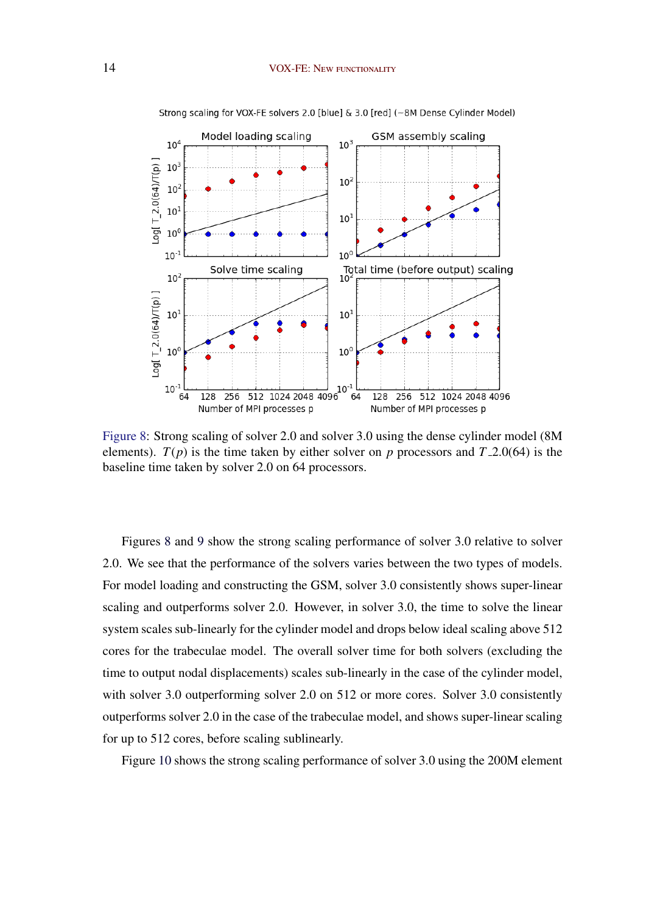Figure 8: Strong scaling of solver 2.0 and solver 3.0 using the dense cylinder model (8M elements). $T(p)$ is the time taken by either solver on $p$ processors and $T\_2.0(64)$ is the baseline time taken by solver 2.0 on 64 processors.

Figures 8 and 9 show the strong scaling performance of solver 3.0 relative to solver 2.0. We see that the performance of the solvers varies between the two types of models. For model loading and constructing the GSM, solver 3.0 consistently shows super-linear scaling and outperforms solver 2.0. However, in solver 3.0, the time to solve the linear system scales sub-linearly for the cylinder model and drops below ideal scaling above 512 cores for the trabeculae model. The overall solver time for both solvers (excluding the time to output nodal displacements) scales sub-linearly in the case of the cylinder model, with solver 3.0 outperforming solver 2.0 on 512 or more cores. Solver 3.0 consistently outperforms solver 2.0 in the case of the trabeculae model, and shows super-linear scaling for up to 512 cores, before scaling sublinearly.

Figure 10 shows the strong scaling performance of solver 3.0 using the 200M element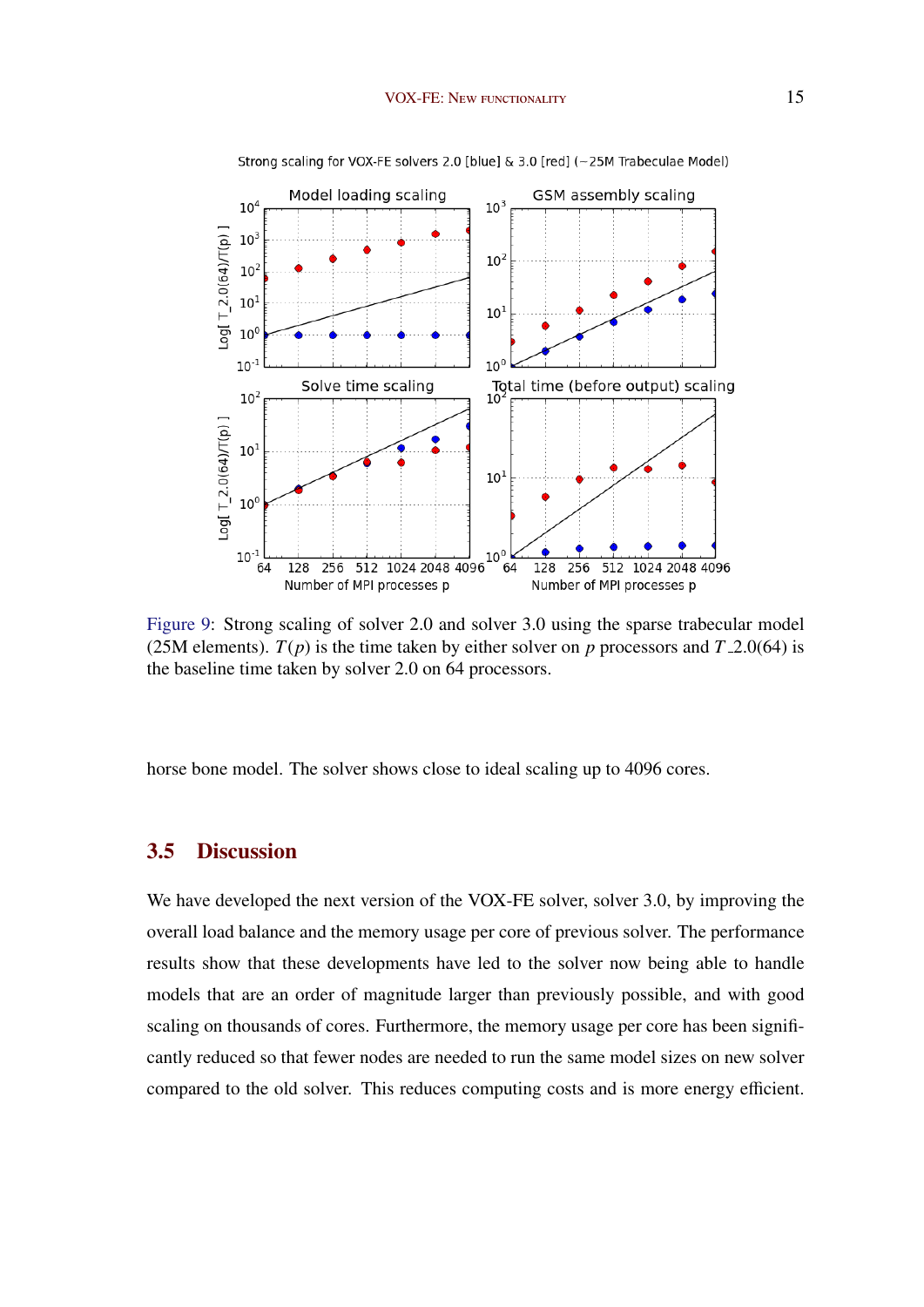Figure 9: Strong scaling of solver 2.0 and solver 3.0 using the sparse trabecular model (25M elements). $T(p)$ is the time taken by either solver on $p$ processors and $T\_2.0(64)$ is the baseline time taken by solver 2.0 on 64 processors.

horse bone model. The solver shows close to ideal scaling up to 4096 cores.

## 3.5 Discussion

We have developed the next version of the VOX-FE solver, solver 3.0, by improving the overall load balance and the memory usage per core of previous solver. The performance results show that these developments have led to the solver now being able to handle models that are an order of magnitude larger than previously possible, and with good scaling on thousands of cores. Furthermore, the memory usage per core has been significantly reduced so that fewer nodes are needed to run the same model sizes on new solver compared to the old solver. This reduces computing costs and is more energy efficient.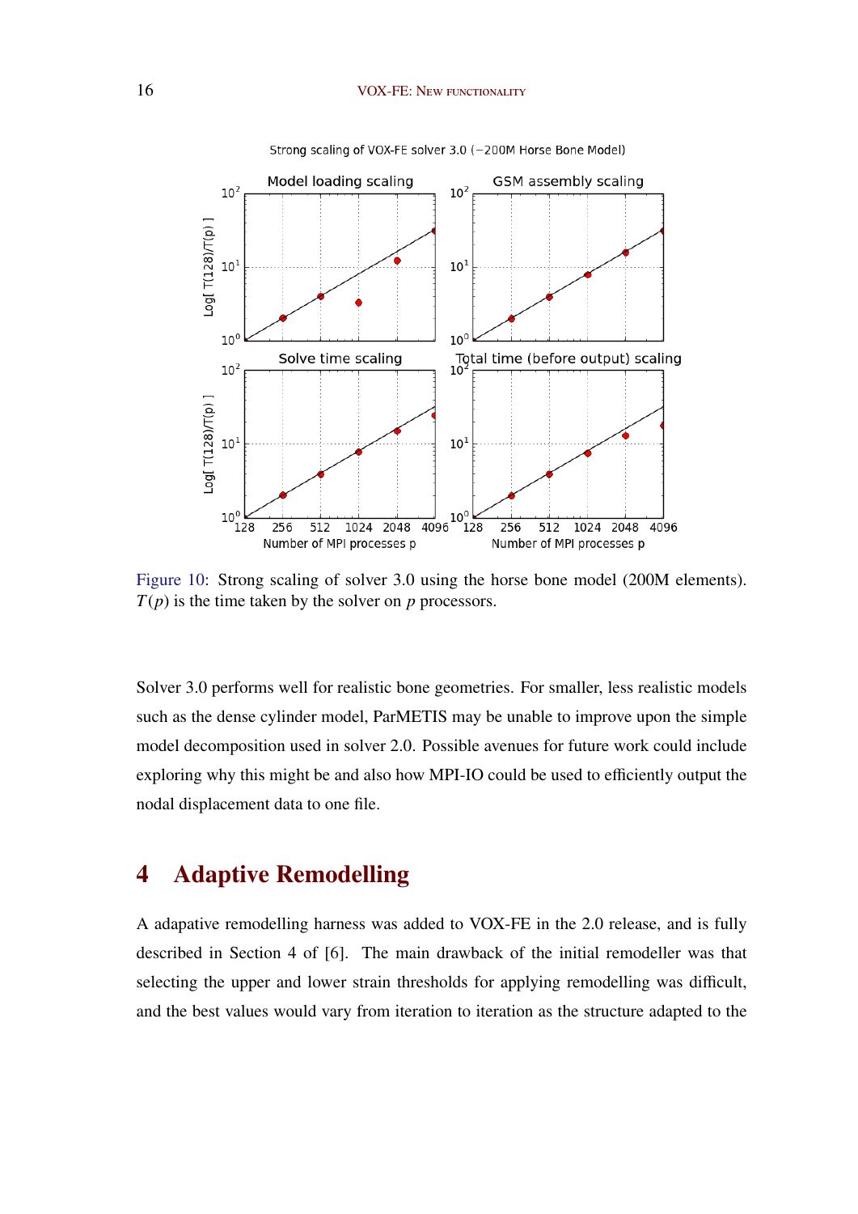Figure 10: Strong scaling of solver 3.0 using the horse bone model (200M elements). $T(p)$ is the time taken by the solver on $p$ processors.

Solver 3.0 performs well for realistic bone geometries. For smaller, less realistic models such as the dense cylinder model, ParMETIS may be unable to improve upon the simple model decomposition used in solver 2.0. Possible avenues for future work could include exploring why this might be and also how MPI-IO could be used to efficiently output the nodal displacement data to one file.

# 4 Adaptive Remodelling

A adapative remodelling harness was added to VOX-FE in the 2.0 release, and is fully described in Section 4 of [6]. The main drawback of the initial remodeller was that selecting the upper and lower strain thresholds for applying remodelling was difficult, and the best values would vary from iteration to iteration as the structure adapted to the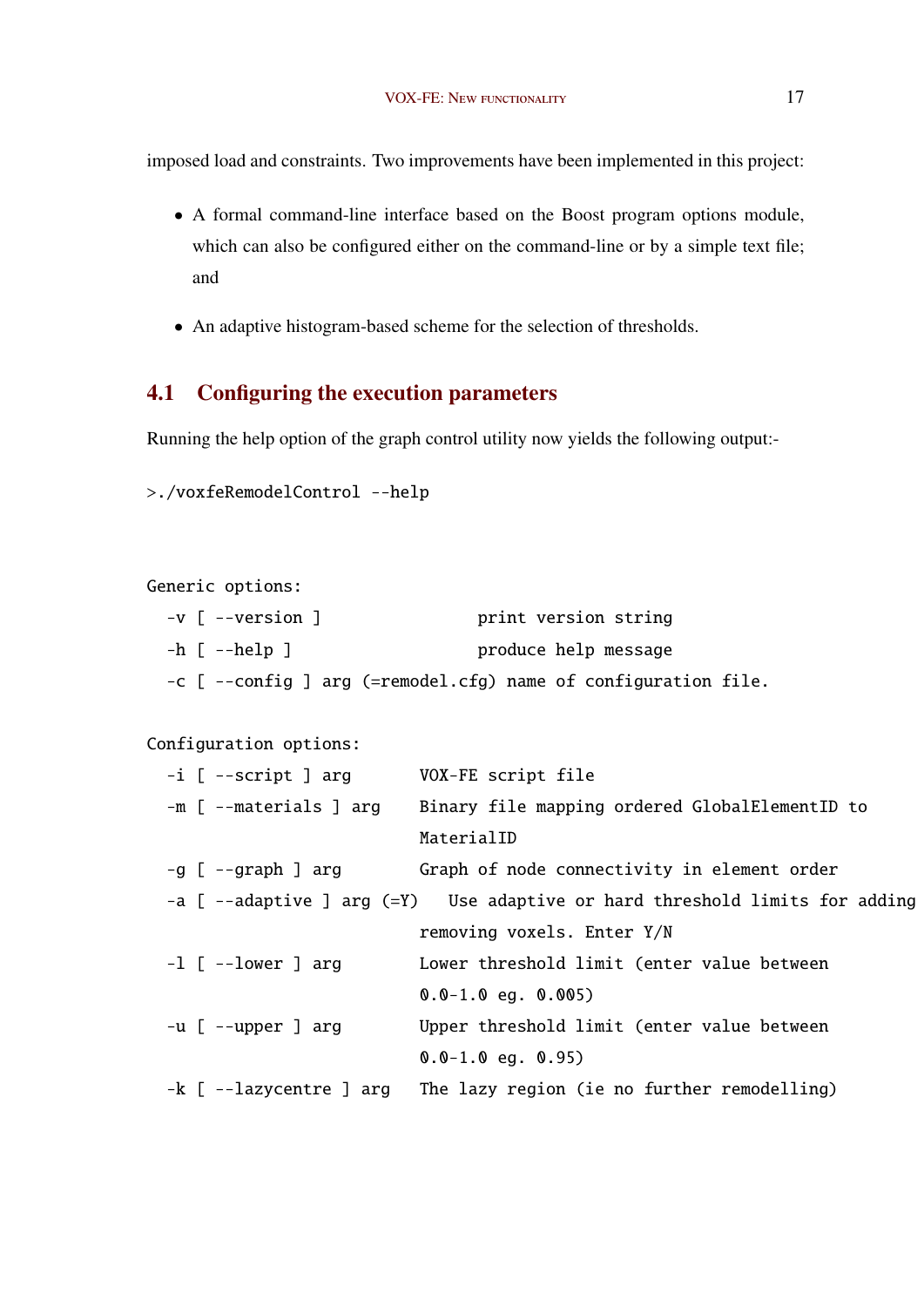imposed load and constraints. Two improvements have been implemented in this project:

- A formal command-line interface based on the Boost program options module, which can also be configured either on the command-line or by a simple text file; and
- An adaptive histogram-based scheme for the selection of thresholds.

## 4.1 Configuring the execution parameters

Running the help option of the graph control utility now yields the following output:-

```
>./voxfeRemodelControl --help



Generic options:
  -v [ --version ]                print version string
  -h [ --help ]                   produce help message
  -c [ --config ] arg (=remodel.cfg) name of configuration file.

Configuration options:
  -i [ --script ] arg       VOX-FE script file
  -m [ --materials ] arg    Binary file mapping ordered GlobalElementID to
                            MaterialID
  -g [ --graph ] arg        Graph of node connectivity in element order
  -a [ --adaptive ] arg (=Y)  Use adaptive or hard threshold limits for adding
                            removing voxels. Enter Y/N
  -l [ --lower ] arg        Lower threshold limit (enter value between
                            0.0-1.0 eg. 0.005)
  -u [ --upper ] arg        Upper threshold limit (enter value between
                            0.0-1.0 eg. 0.95)
  -k [ --lazycentre ] arg   The lazy region (ie no further remodelling)
```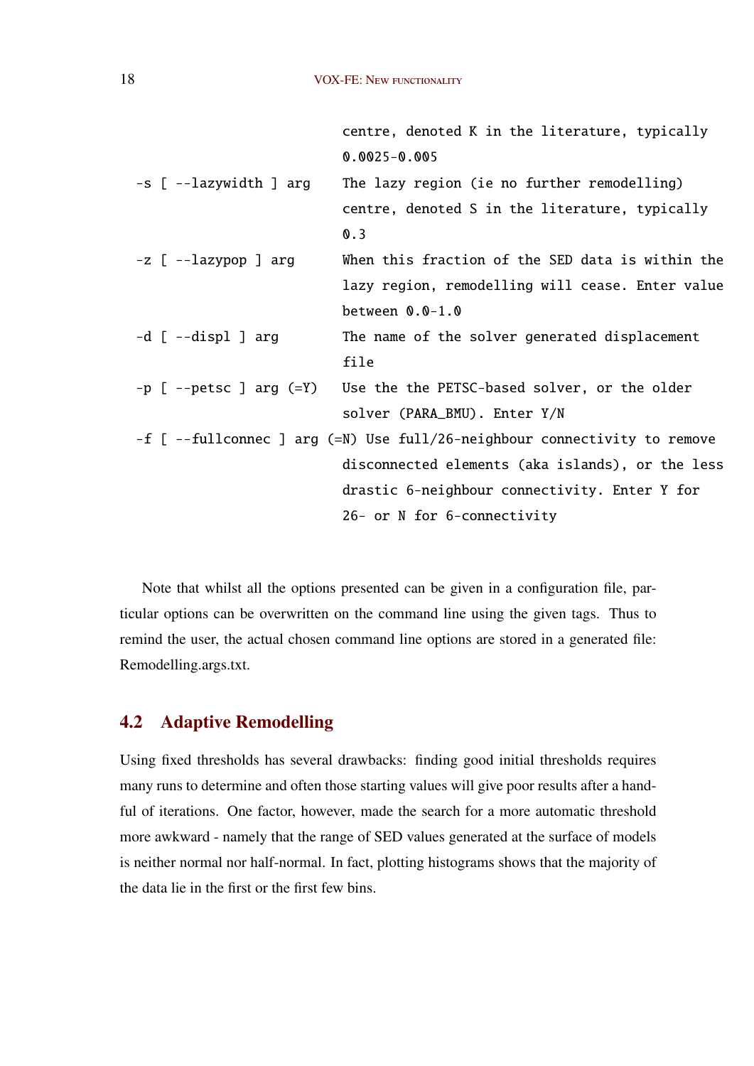```
                              centre, denoted K in the literature, typically
                              0.0025-0.005
  -s [ --lazywidth ] arg      The lazy region (ie no further remodelling)
                              centre, denoted S in the literature, typically
                              0.3
  -z [ --lazypop ] arg        When this fraction of the SED data is within the
                              lazy region, remodelling will cease. Enter value
                              between 0.0-1.0
  -d [ --displ ] arg          The name of the solver generated displacement
                              file
  -p [ --petsc ] arg (=Y)     Use the the PETSC-based solver, or the older
                              solver (PARA_BMU). Enter Y/N
  -f [ --fullconnec ] arg (=N) Use full/26-neighbour connectivity to remove
                              disconnected elements (aka islands), or the less
                              drastic 6-neighbour connectivity. Enter Y for
                              26- or N for 6-connectivity
```

Note that whilst all the options presented can be given in a configuration file, particular options can be overwritten on the command line using the given tags. Thus to remind the user, the actual chosen command line options are stored in a generated file: Remodelling.args.txt.

## 4.2 Adaptive Remodelling

Using fixed thresholds has several drawbacks: finding good initial thresholds requires many runs to determine and often those starting values will give poor results after a handful of iterations. One factor, however, made the search for a more automatic threshold more awkward - namely that the range of SED values generated at the surface of models is neither normal nor half-normal. In fact, plotting histograms shows that the majority of the data lie in the first or the first few bins.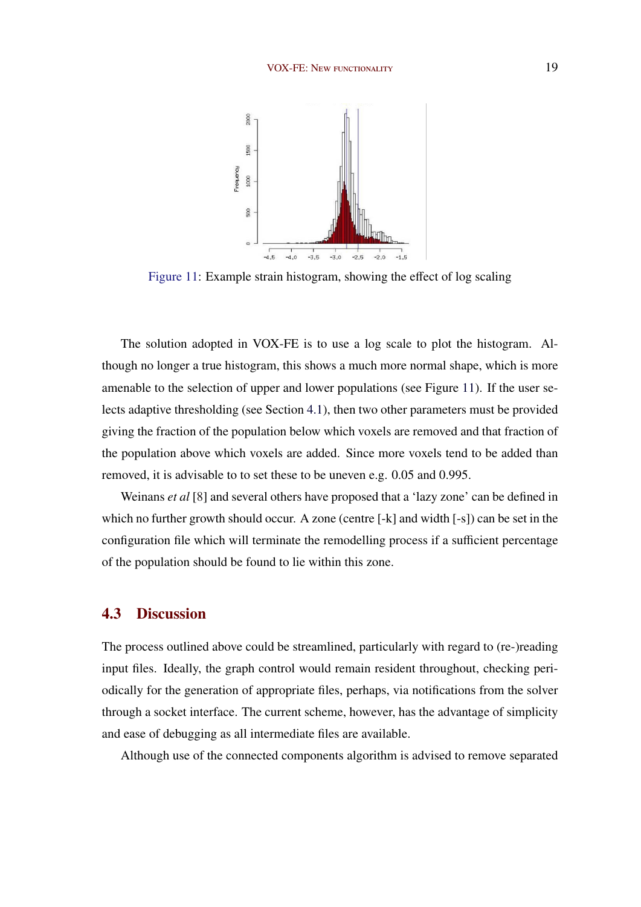Figure 11: Example strain histogram, showing the effect of log scaling

The solution adopted in VOX-FE is to use a log scale to plot the histogram. Although no longer a true histogram, this shows a much more normal shape, which is more amenable to the selection of upper and lower populations (see Figure 11). If the user selects adaptive thresholding (see Section 4.1), then two other parameters must be provided giving the fraction of the population below which voxels are removed and that fraction of the population above which voxels are added. Since more voxels tend to be added than removed, it is advisable to to set these to be uneven e.g. 0.05 and 0.995.

Weinans *et al* [8] and several others have proposed that a 'lazy zone' can be defined in which no further growth should occur. A zone (centre [-k] and width [-s]) can be set in the configuration file which will terminate the remodelling process if a sufficient percentage of the population should be found to lie within this zone.

## 4.3 Discussion

The process outlined above could be streamlined, particularly with regard to (re-)reading input files. Ideally, the graph control would remain resident throughout, checking periodically for the generation of appropriate files, perhaps, via notifications from the solver through a socket interface. The current scheme, however, has the advantage of simplicity and ease of debugging as all intermediate files are available.

Although use of the connected components algorithm is advised to remove separated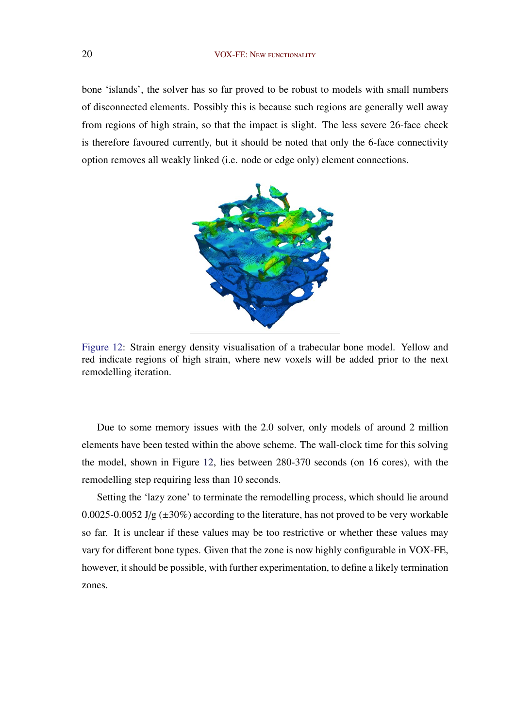bone 'islands', the solver has so far proved to be robust to models with small numbers of disconnected elements. Possibly this is because such regions are generally well away from regions of high strain, so that the impact is slight. The less severe 26-face check is therefore favoured currently, but it should be noted that only the 6-face connectivity option removes all weakly linked (i.e. node or edge only) element connections.

Figure 12: Strain energy density visualisation of a trabecular bone model. Yellow and red indicate regions of high strain, where new voxels will be added prior to the next remodelling iteration.

Due to some memory issues with the 2.0 solver, only models of around 2 million elements have been tested within the above scheme. The wall-clock time for this solving the model, shown in Figure 12, lies between 280-370 seconds (on 16 cores), with the remodelling step requiring less than 10 seconds.

Setting the 'lazy zone' to terminate the remodelling process, which should lie around 0.0025-0.0052 J/g ($\pm$30%) according to the literature, has not proved to be very workable so far. It is unclear if these values may be too restrictive or whether these values may vary for different bone types. Given that the zone is now highly configurable in VOX-FE, however, it should be possible, with further experimentation, to define a likely termination zones.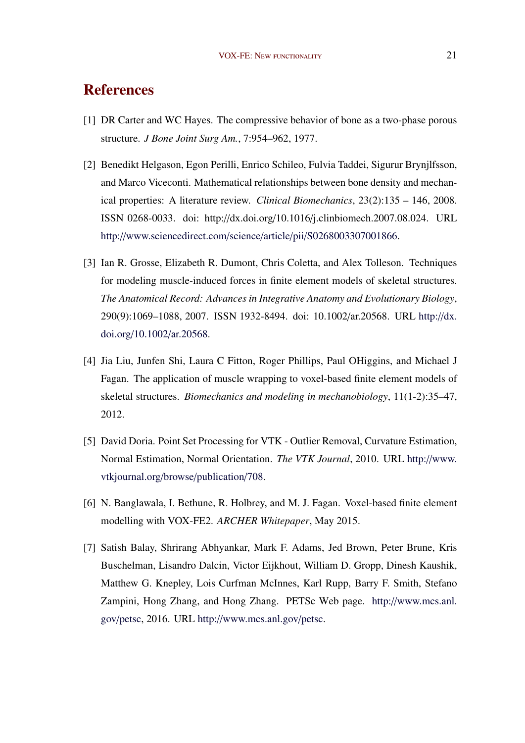# References

[1] DR Carter and WC Hayes. The compressive behavior of bone as a two-phase porous structure. *J Bone Joint Surg Am.*, 7:954–962, 1977.

[2] Benedikt Helgason, Egon Perilli, Enrico Schileo, Fulvia Taddei, Sigurur Brynjlfsson, and Marco Viceconti. Mathematical relationships between bone density and mechanical properties: A literature review. *Clinical Biomechanics*, 23(2):135 – 146, 2008. ISSN 0268-0033. doi: http://dx.doi.org/10.1016/j.clinbiomech.2007.08.024. URL http://www.sciencedirect.com/science/article/pii/S0268003307001866.

[3] Ian R. Grosse, Elizabeth R. Dumont, Chris Coletta, and Alex Tolleson. Techniques for modeling muscle-induced forces in finite element models of skeletal structures. *The Anatomical Record: Advances in Integrative Anatomy and Evolutionary Biology*, 290(9):1069–1088, 2007. ISSN 1932-8494. doi: 10.1002/ar.20568. URL http://dx.doi.org/10.1002/ar.20568.

[4] Jia Liu, Junfen Shi, Laura C Fitton, Roger Phillips, Paul OHiggins, and Michael J Fagan. The application of muscle wrapping to voxel-based finite element models of skeletal structures. *Biomechanics and modeling in mechanobiology*, 11(1-2):35–47, 2012.

[5] David Doria. Point Set Processing for VTK - Outlier Removal, Curvature Estimation, Normal Estimation, Normal Orientation. *The VTK Journal*, 2010. URL http://www.vtkjournal.org/browse/publication/708.

[6] N. Banglawala, I. Bethune, R. Holbrey, and M. J. Fagan. Voxel-based finite element modelling with VOX-FE2. *ARCHER Whitepaper*, May 2015.

[7] Satish Balay, Shrirang Abhyankar, Mark F. Adams, Jed Brown, Peter Brune, Kris Buschelman, Lisandro Dalcin, Victor Eijkhout, William D. Gropp, Dinesh Kaushik, Matthew G. Knepley, Lois Curfman McInnes, Karl Rupp, Barry F. Smith, Stefano Zampini, Hong Zhang, and Hong Zhang. PETSc Web page. http://www.mcs.anl.gov/petsc, 2016. URL http://www.mcs.anl.gov/petsc.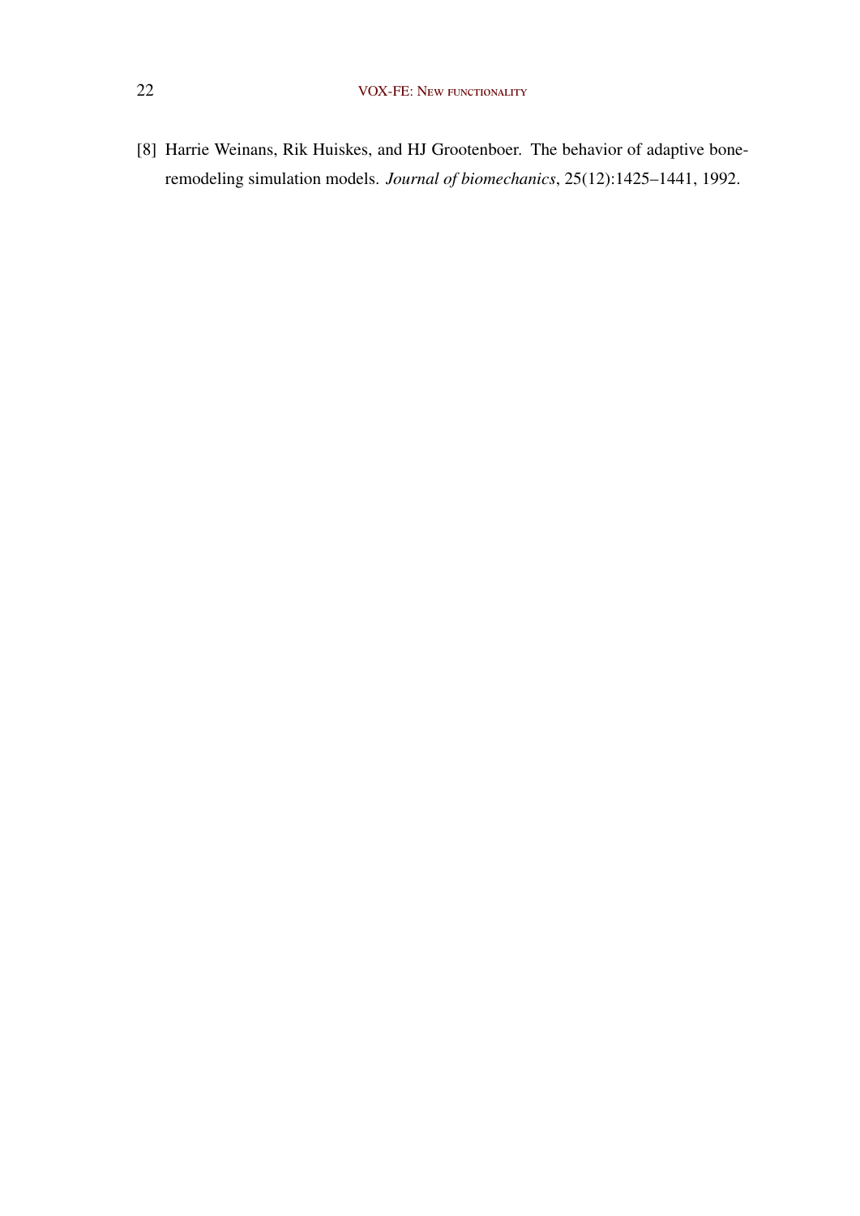[8] Harrie Weinans, Rik Huiskes, and HJ Grootenboer. The behavior of adaptive bone-remodeling simulation models. *Journal of biomechanics*, 25(12):1425–1441, 1992.